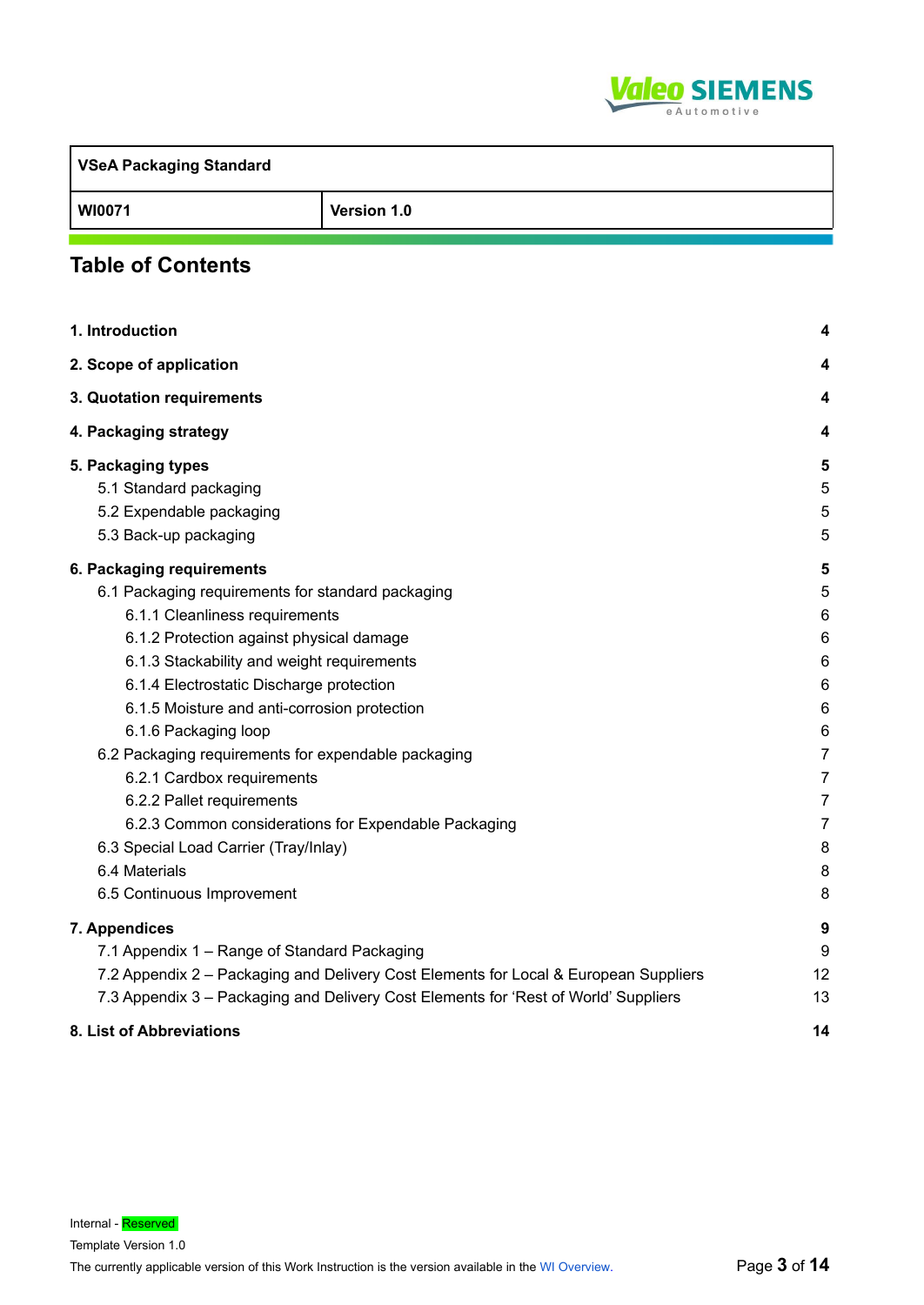| VSeA Packaging Standard | |
|---|---|
| WI0071 | Version 1.0 |

# Table of Contents

**1. Introduction** 4

**2. Scope of application** 4

**3. Quotation requirements** 4

**4. Packaging strategy** 4

**5. Packaging types** 5
- 5.1 Standard packaging 5
- 5.2 Expendable packaging 5
- 5.3 Back-up packaging 5

**6. Packaging requirements** 5
- 6.1 Packaging requirements for standard packaging 5
  - 6.1.1 Cleanliness requirements 6
  - 6.1.2 Protection against physical damage 6
  - 6.1.3 Stackability and weight requirements 6
  - 6.1.4 Electrostatic Discharge protection 6
  - 6.1.5 Moisture and anti-corrosion protection 6
  - 6.1.6 Packaging loop 6
- 6.2 Packaging requirements for expendable packaging 7
  - 6.2.1 Cardbox requirements 7
  - 6.2.2 Pallet requirements 7
  - 6.2.3 Common considerations for Expendable Packaging 7
- 6.3 Special Load Carrier (Tray/Inlay) 8
- 6.4 Materials 8
- 6.5 Continuous Improvement 8

**7. Appendices** 9
- 7.1 Appendix 1 – Range of Standard Packaging 9
- 7.2 Appendix 2 – Packaging and Delivery Cost Elements for Local & European Suppliers 12
- 7.3 Appendix 3 – Packaging and Delivery Cost Elements for 'Rest of World' Suppliers 13

**8. List of Abbreviations** 14

Internal - Reserved

Template Version 1.0

The currently applicable version of this Work Instruction is the version available in the WI Overview.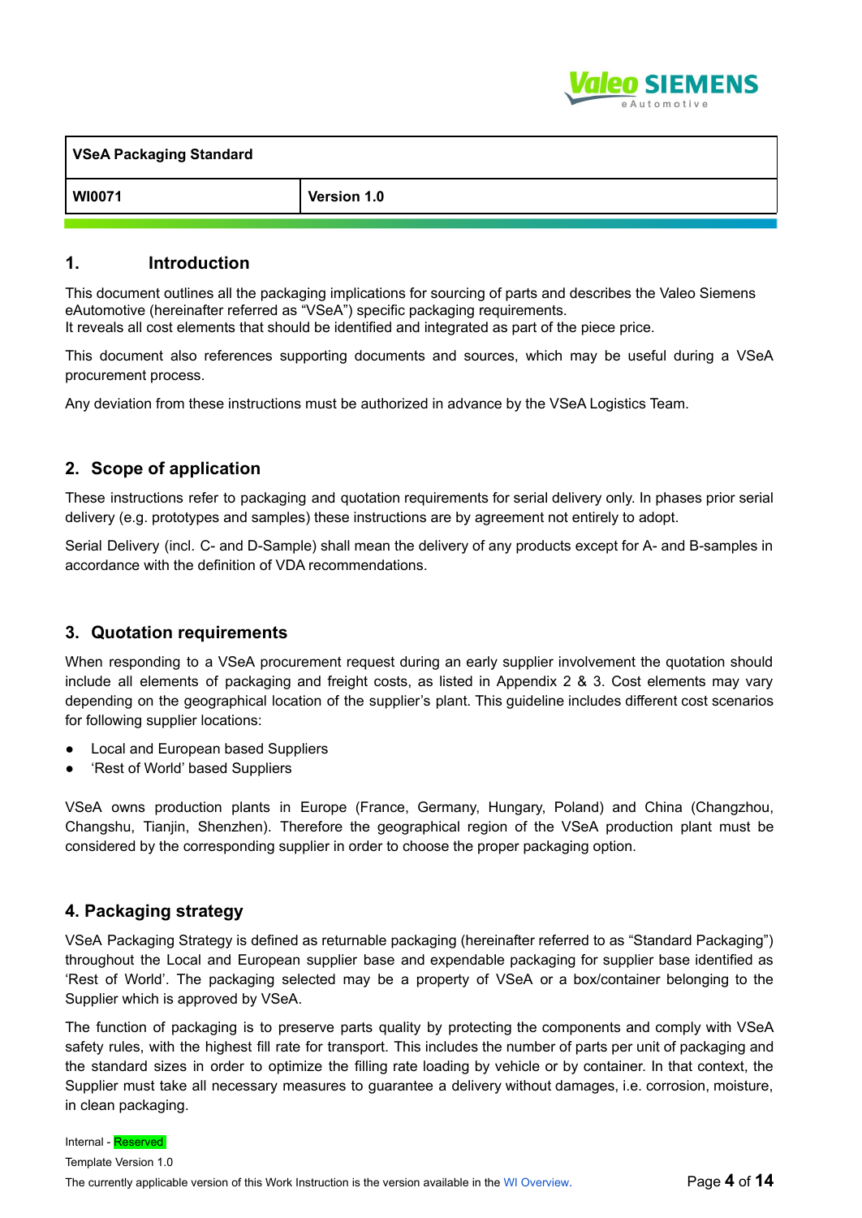| VSeA Packaging Standard | |
|---|---|
| WI0071 | Version 1.0 |

## 1. Introduction

This document outlines all the packaging implications for sourcing of parts and describes the Valeo Siemens eAutomotive (hereinafter referred as "VSeA") specific packaging requirements.
It reveals all cost elements that should be identified and integrated as part of the piece price.

This document also references supporting documents and sources, which may be useful during a VSeA procurement process.

Any deviation from these instructions must be authorized in advance by the VSeA Logistics Team.

## 2. Scope of application

These instructions refer to packaging and quotation requirements for serial delivery only. In phases prior serial delivery (e.g. prototypes and samples) these instructions are by agreement not entirely to adopt.

Serial Delivery (incl. C- and D-Sample) shall mean the delivery of any products except for A- and B-samples in accordance with the definition of VDA recommendations.

## 3. Quotation requirements

When responding to a VSeA procurement request during an early supplier involvement the quotation should include all elements of packaging and freight costs, as listed in Appendix 2 & 3. Cost elements may vary depending on the geographical location of the supplier's plant. This guideline includes different cost scenarios for following supplier locations:

- Local and European based Suppliers
- 'Rest of World' based Suppliers

VSeA owns production plants in Europe (France, Germany, Hungary, Poland) and China (Changzhou, Changshu, Tianjin, Shenzhen). Therefore the geographical region of the VSeA production plant must be considered by the corresponding supplier in order to choose the proper packaging option.

## 4. Packaging strategy

VSeA Packaging Strategy is defined as returnable packaging (hereinafter referred to as "Standard Packaging") throughout the Local and European supplier base and expendable packaging for supplier base identified as 'Rest of World'. The packaging selected may be a property of VSeA or a box/container belonging to the Supplier which is approved by VSeA.

The function of packaging is to preserve parts quality by protecting the components and comply with VSeA safety rules, with the highest fill rate for transport. This includes the number of parts per unit of packaging and the standard sizes in order to optimize the filling rate loading by vehicle or by container. In that context, the Supplier must take all necessary measures to guarantee a delivery without damages, i.e. corrosion, moisture, in clean packaging.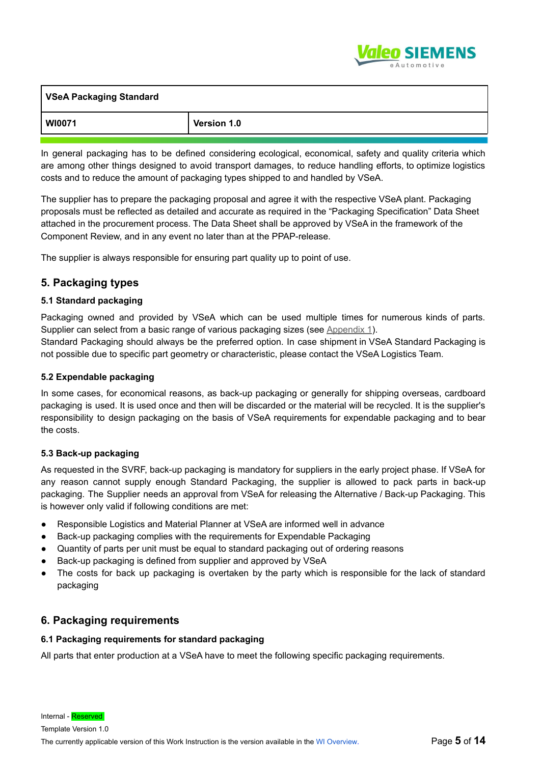In general packaging has to be defined considering ecological, economical, safety and quality criteria which are among other things designed to avoid transport damages, to reduce handling efforts, to optimize logistics costs and to reduce the amount of packaging types shipped to and handled by VSeA.

The supplier has to prepare the packaging proposal and agree it with the respective VSeA plant. Packaging proposals must be reflected as detailed and accurate as required in the "Packaging Specification" Data Sheet attached in the procurement process. The Data Sheet shall be approved by VSeA in the framework of the Component Review, and in any event no later than at the PPAP-release.

The supplier is always responsible for ensuring part quality up to point of use.

## 5. Packaging types

### 5.1 Standard packaging

Packaging owned and provided by VSeA which can be used multiple times for numerous kinds of parts. Supplier can select from a basic range of various packaging sizes (see Appendix 1).
Standard Packaging should always be the preferred option. In case shipment in VSeA Standard Packaging is not possible due to specific part geometry or characteristic, please contact the VSeA Logistics Team.

### 5.2 Expendable packaging

In some cases, for economical reasons, as back-up packaging or generally for shipping overseas, cardboard packaging is used. It is used once and then will be discarded or the material will be recycled. It is the supplier's responsibility to design packaging on the basis of VSeA requirements for expendable packaging and to bear the costs.

### 5.3 Back-up packaging

As requested in the SVRF, back-up packaging is mandatory for suppliers in the early project phase. If VSeA for any reason cannot supply enough Standard Packaging, the supplier is allowed to pack parts in back-up packaging. The Supplier needs an approval from VSeA for releasing the Alternative / Back-up Packaging. This is however only valid if following conditions are met:

- Responsible Logistics and Material Planner at VSeA are informed well in advance
- Back-up packaging complies with the requirements for Expendable Packaging
- Quantity of parts per unit must be equal to standard packaging out of ordering reasons
- Back-up packaging is defined from supplier and approved by VSeA
- The costs for back up packaging is overtaken by the party which is responsible for the lack of standard packaging

## 6. Packaging requirements

### 6.1 Packaging requirements for standard packaging

All parts that enter production at a VSeA have to meet the following specific packaging requirements.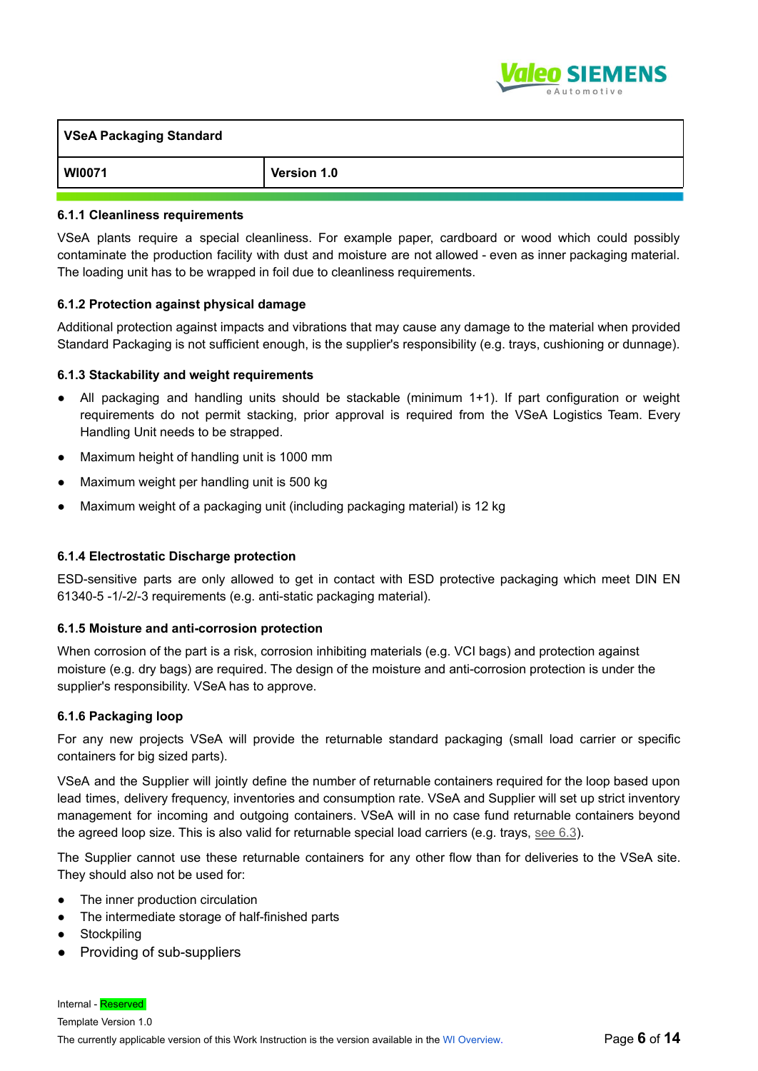### 6.1.1 Cleanliness requirements

VSeA plants require a special cleanliness. For example paper, cardboard or wood which could possibly contaminate the production facility with dust and moisture are not allowed - even as inner packaging material. The loading unit has to be wrapped in foil due to cleanliness requirements.

### 6.1.2 Protection against physical damage

Additional protection against impacts and vibrations that may cause any damage to the material when provided Standard Packaging is not sufficient enough, is the supplier's responsibility (e.g. trays, cushioning or dunnage).

### 6.1.3 Stackability and weight requirements

- All packaging and handling units should be stackable (minimum 1+1). If part configuration or weight requirements do not permit stacking, prior approval is required from the VSeA Logistics Team. Every Handling Unit needs to be strapped.
- Maximum height of handling unit is 1000 mm
- Maximum weight per handling unit is 500 kg
- Maximum weight of a packaging unit (including packaging material) is 12 kg

### 6.1.4 Electrostatic Discharge protection

ESD-sensitive parts are only allowed to get in contact with ESD protective packaging which meet DIN EN 61340-5 -1/-2/-3 requirements (e.g. anti-static packaging material).

### 6.1.5 Moisture and anti-corrosion protection

When corrosion of the part is a risk, corrosion inhibiting materials (e.g. VCI bags) and protection against moisture (e.g. dry bags) are required. The design of the moisture and anti-corrosion protection is under the supplier's responsibility. VSeA has to approve.

### 6.1.6 Packaging loop

For any new projects VSeA will provide the returnable standard packaging (small load carrier or specific containers for big sized parts).

VSeA and the Supplier will jointly define the number of returnable containers required for the loop based upon lead times, delivery frequency, inventories and consumption rate. VSeA and Supplier will set up strict inventory management for incoming and outgoing containers. VSeA will in no case fund returnable containers beyond the agreed loop size. This is also valid for returnable special load carriers (e.g. trays, see 6.3).

The Supplier cannot use these returnable containers for any other flow than for deliveries to the VSeA site. They should also not be used for:

- The inner production circulation
- The intermediate storage of half-finished parts
- Stockpiling
- Providing of sub-suppliers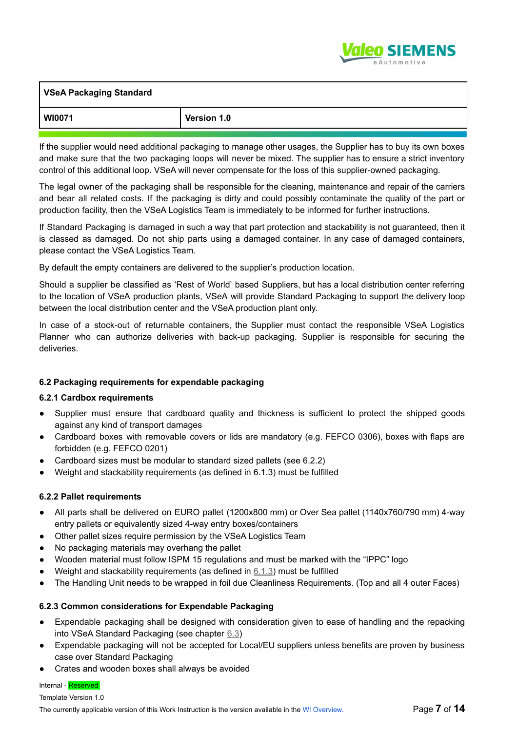If the supplier would need additional packaging to manage other usages, the Supplier has to buy its own boxes and make sure that the two packaging loops will never be mixed. The supplier has to ensure a strict inventory control of this additional loop. VSeA will never compensate for the loss of this supplier-owned packaging.

The legal owner of the packaging shall be responsible for the cleaning, maintenance and repair of the carriers and bear all related costs. If the packaging is dirty and could possibly contaminate the quality of the part or production facility, then the VSeA Logistics Team is immediately to be informed for further instructions.

If Standard Packaging is damaged in such a way that part protection and stackability is not guaranteed, then it is classed as damaged. Do not ship parts using a damaged container. In any case of damaged containers, please contact the VSeA Logistics Team.

By default the empty containers are delivered to the supplier's production location.

Should a supplier be classified as 'Rest of World' based Suppliers, but has a local distribution center referring to the location of VSeA production plants, VSeA will provide Standard Packaging to support the delivery loop between the local distribution center and the VSeA production plant only.

In case of a stock-out of returnable containers, the Supplier must contact the responsible VSeA Logistics Planner who can authorize deliveries with back-up packaging. Supplier is responsible for securing the deliveries.

### 6.2 Packaging requirements for expendable packaging

#### 6.2.1 Cardbox requirements

- Supplier must ensure that cardboard quality and thickness is sufficient to protect the shipped goods against any kind of transport damages
- Cardboard boxes with removable covers or lids are mandatory (e.g. FEFCO 0306), boxes with flaps are forbidden (e.g. FEFCO 0201)
- Cardboard sizes must be modular to standard sized pallets (see 6.2.2)
- Weight and stackability requirements (as defined in 6.1.3) must be fulfilled

#### 6.2.2 Pallet requirements

- All parts shall be delivered on EURO pallet (1200x800 mm) or Over Sea pallet (1140x760/790 mm) 4-way entry pallets or equivalently sized 4-way entry boxes/containers
- Other pallet sizes require permission by the VSeA Logistics Team
- No packaging materials may overhang the pallet
- Wooden material must follow ISPM 15 regulations and must be marked with the "IPPC" logo
- Weight and stackability requirements (as defined in 6.1.3) must be fulfilled
- The Handling Unit needs to be wrapped in foil due Cleanliness Requirements. (Top and all 4 outer Faces)

#### 6.2.3 Common considerations for Expendable Packaging

- Expendable packaging shall be designed with consideration given to ease of handling and the repacking into VSeA Standard Packaging (see chapter 6.3)
- Expendable packaging will not be accepted for Local/EU suppliers unless benefits are proven by business case over Standard Packaging
- Crates and wooden boxes shall always be avoided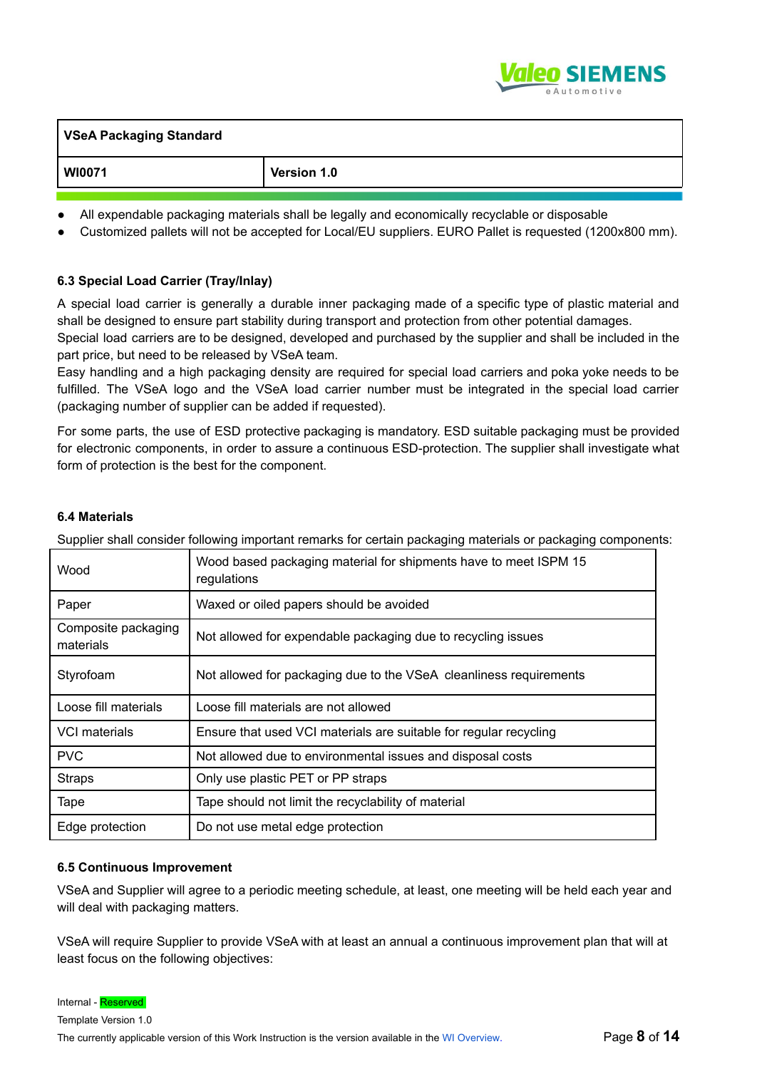- All expendable packaging materials shall be legally and economically recyclable or disposable
- Customized pallets will not be accepted for Local/EU suppliers. EURO Pallet is requested (1200x800 mm).

### 6.3 Special Load Carrier (Tray/Inlay)

A special load carrier is generally a durable inner packaging made of a specific type of plastic material and shall be designed to ensure part stability during transport and protection from other potential damages.
Special load carriers are to be designed, developed and purchased by the supplier and shall be included in the part price, but need to be released by VSeA team.
Easy handling and a high packaging density are required for special load carriers and poka yoke needs to be fulfilled. The VSeA logo and the VSeA load carrier number must be integrated in the special load carrier (packaging number of supplier can be added if requested).

For some parts, the use of ESD protective packaging is mandatory. ESD suitable packaging must be provided for electronic components, in order to assure a continuous ESD-protection. The supplier shall investigate what form of protection is the best for the component.

### 6.4 Materials

Supplier shall consider following important remarks for certain packaging materials or packaging components:

| | |
|---|---|
| Wood | Wood based packaging material for shipments have to meet ISPM 15 regulations |
| Paper | Waxed or oiled papers should be avoided |
| Composite packaging materials | Not allowed for expendable packaging due to recycling issues |
| Styrofoam | Not allowed for packaging due to the VSeA cleanliness requirements |
| Loose fill materials | Loose fill materials are not allowed |
| VCI materials | Ensure that used VCI materials are suitable for regular recycling |
| PVC | Not allowed due to environmental issues and disposal costs |
| Straps | Only use plastic PET or PP straps |
| Tape | Tape should not limit the recyclability of material |
| Edge protection | Do not use metal edge protection |

### 6.5 Continuous Improvement

VSeA and Supplier will agree to a periodic meeting schedule, at least, one meeting will be held each year and will deal with packaging matters.

VSeA will require Supplier to provide VSeA with at least an annual a continuous improvement plan that will at least focus on the following objectives: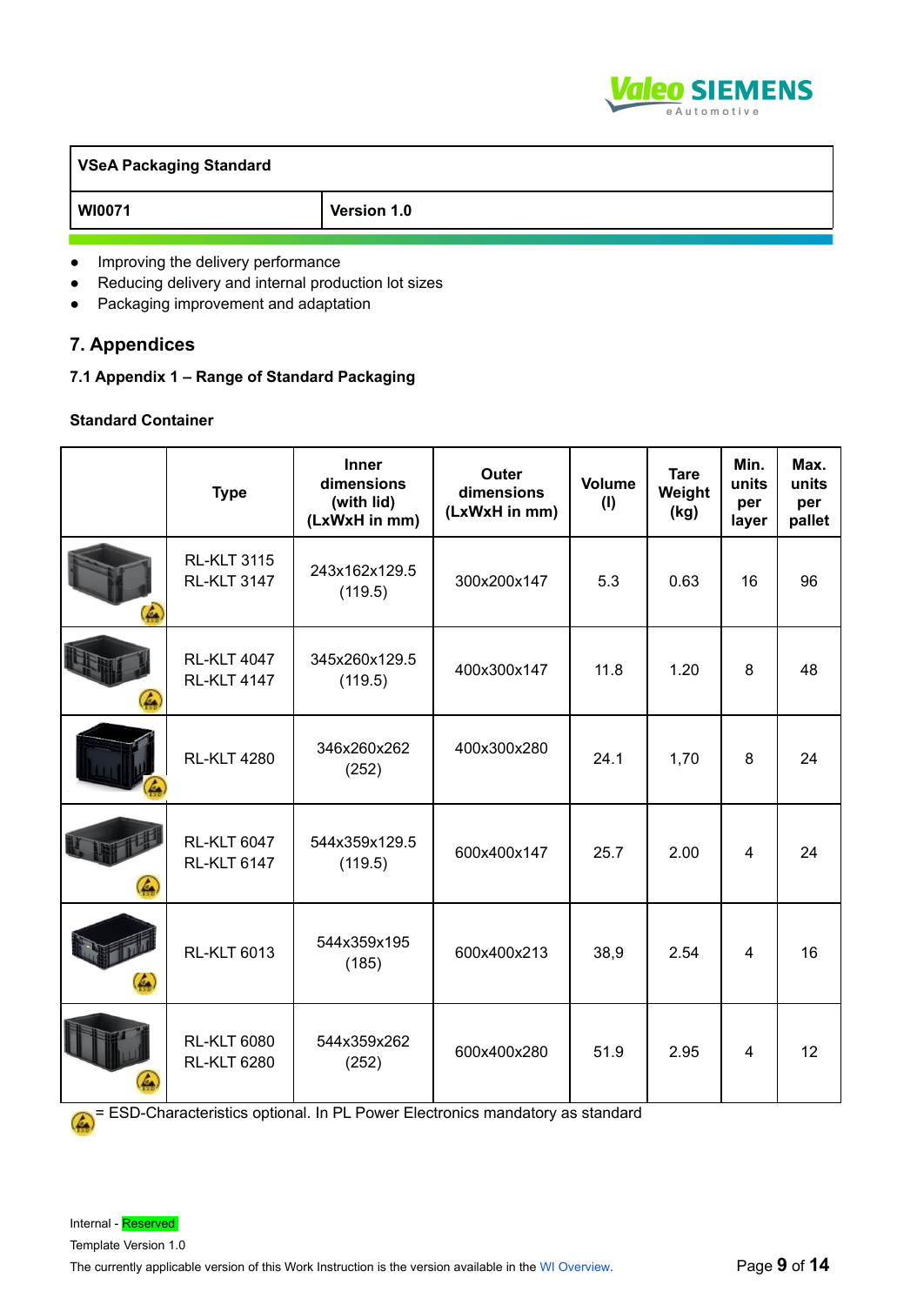- Improving the delivery performance
- Reducing delivery and internal production lot sizes
- Packaging improvement and adaptation

## 7. Appendices

### 7.1 Appendix 1 – Range of Standard Packaging

**Standard Container**

| | Type | Inner dimensions (with lid) (LxWxH in mm) | Outer dimensions (LxWxH in mm) | Volume (l) | Tare Weight (kg) | Min. units per layer | Max. units per pallet |
|---|---|---|---|---|---|---|---|
| | RL-KLT 3115<br>RL-KLT 3147 | 243x162x129.5<br>(119.5) | 300x200x147 | 5.3 | 0.63 | 16 | 96 |
| | RL-KLT 4047<br>RL-KLT 4147 | 345x260x129.5<br>(119.5) | 400x300x147 | 11.8 | 1.20 | 8 | 48 |
| | RL-KLT 4280 | 346x260x262<br>(252) | 400x300x280 | 24.1 | 1,70 | 8 | 24 |
| | RL-KLT 6047<br>RL-KLT 6147 | 544x359x129.5<br>(119.5) | 600x400x147 | 25.7 | 2.00 | 4 | 24 |
| | RL-KLT 6013 | 544x359x195<br>(185) | 600x400x213 | 38,9 | 2.54 | 4 | 16 |
| | RL-KLT 6080<br>RL-KLT 6280 | 544x359x262<br>(252) | 600x400x280 | 51.9 | 2.95 | 4 | 12 |

= ESD-Characteristics optional. In PL Power Electronics mandatory as standard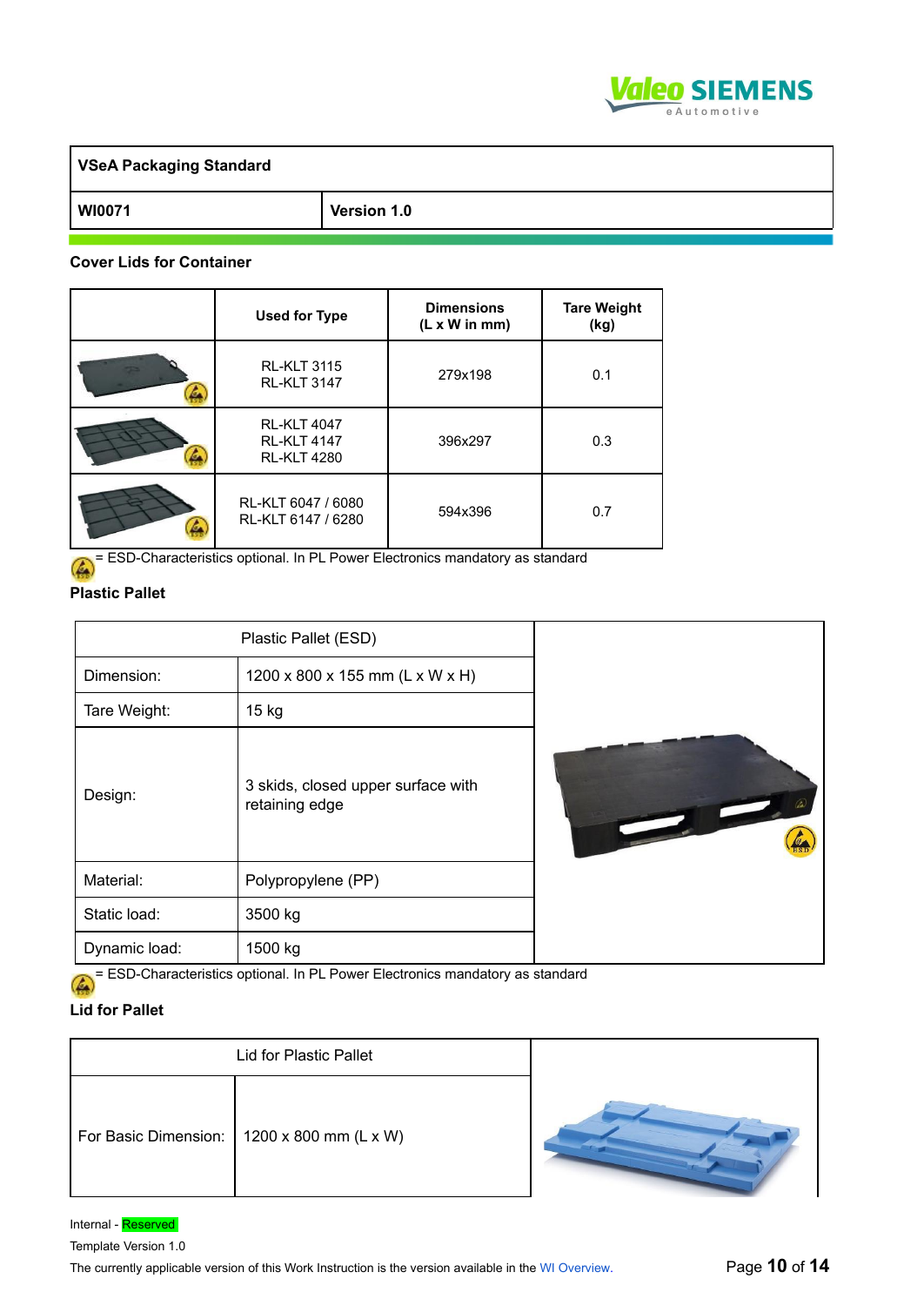| VSeA Packaging Standard | |
|---|---|
| WI0071 | Version 1.0 |

### Cover Lids for Container

| | Used for Type | Dimensions (L x W in mm) | Tare Weight (kg) |
|---|---|---|---|
| | RL-KLT 3115<br>RL-KLT 3147 | 279x198 | 0.1 |
| | RL-KLT 4047<br>RL-KLT 4147<br>RL-KLT 4280 | 396x297 | 0.3 |
| | RL-KLT 6047 / 6080<br>RL-KLT 6147 / 6280 | 594x396 | 0.7 |

= ESD-Characteristics optional. In PL Power Electronics mandatory as standard

### Plastic Pallet

| Plastic Pallet (ESD) | |
|---|---|
| Dimension: | 1200 x 800 x 155 mm (L x W x H) |
| Tare Weight: | 15 kg |
| Design: | 3 skids, closed upper surface with retaining edge |
| Material: | Polypropylene (PP) |
| Static load: | 3500 kg |
| Dynamic load: | 1500 kg |

= ESD-Characteristics optional. In PL Power Electronics mandatory as standard

### Lid for Pallet

| Lid for Plastic Pallet | |
|---|---|
| For Basic Dimension: | 1200 x 800 mm (L x W) |

Internal - Reserved

Template Version 1.0

The currently applicable version of this Work Instruction is the version available in the WI Overview.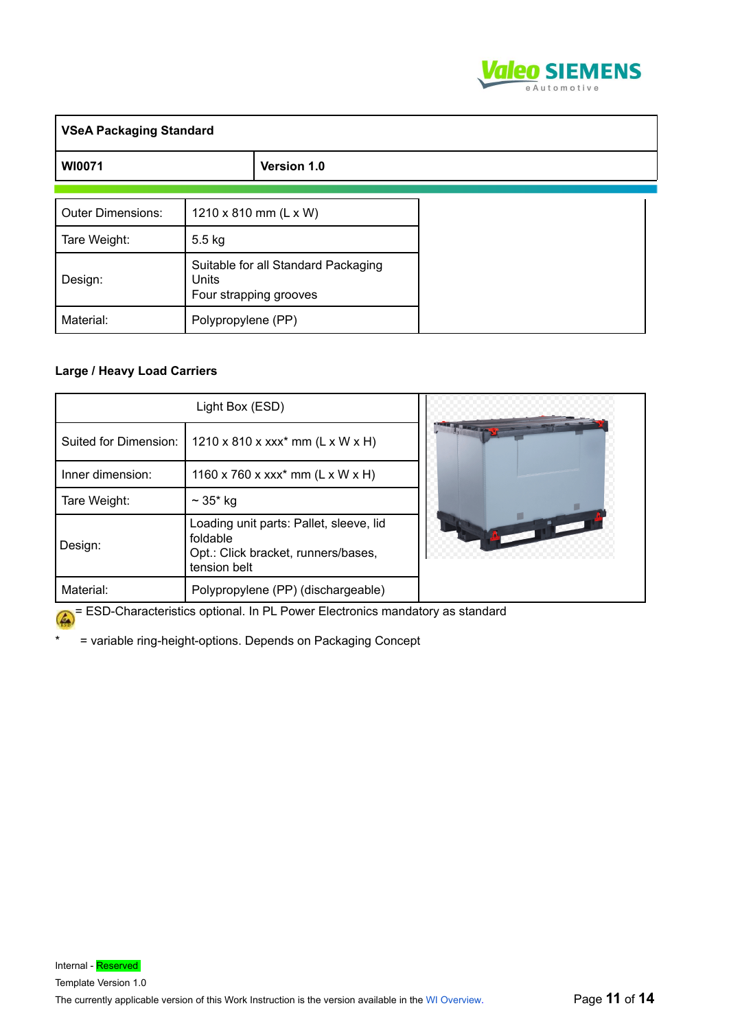| VSeA Packaging Standard | |
|---|---|
| WI0071 | Version 1.0 |

| Outer Dimensions: | 1210 x 810 mm (L x W) |
|---|---|
| Tare Weight: | 5.5 kg |
| Design: | Suitable for all Standard Packaging Units<br>Four strapping grooves |
| Material: | Polypropylene (PP) |

### Large / Heavy Load Carriers

| Light Box (ESD) | |
|---|---|
| Suited for Dimension: | 1210 x 810 x xxx* mm (L x W x H) |
| Inner dimension: | 1160 x 760 x xxx* mm (L x W x H) |
| Tare Weight: | ~ 35* kg |
| Design: | Loading unit parts: Pallet, sleeve, lid foldable<br>Opt.: Click bracket, runners/bases, tension belt |
| Material: | Polypropylene (PP) (dischargeable) |

= ESD-Characteristics optional. In PL Power Electronics mandatory as standard

* = variable ring-height-options. Depends on Packaging Concept

Internal - Reserved

Template Version 1.0

The currently applicable version of this Work Instruction is the version available in the WI Overview.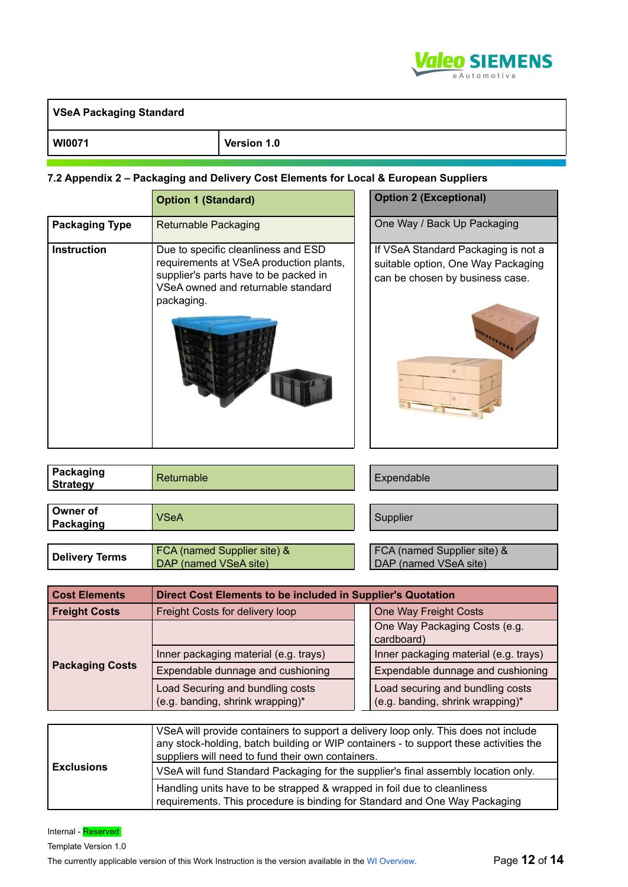### 7.2 Appendix 2 – Packaging and Delivery Cost Elements for Local & European Suppliers

| | Option 1 (Standard) | Option 2 (Exceptional) |
|---|---|---|
| **Packaging Type** | Returnable Packaging | One Way / Back Up Packaging |
| **Instruction** | Due to specific cleanliness and ESD requirements at VSeA production plants, supplier's parts have to be packed in VSeA owned and returnable standard packaging. | If VSeA Standard Packaging is not a suitable option, One Way Packaging can be chosen by business case. |
| **Packaging Strategy** | Returnable | Expendable |
| **Owner of Packaging** | VSeA | Supplier |
| **Delivery Terms** | FCA (named Supplier site) & DAP (named VSeA site) | FCA (named Supplier site) & DAP (named VSeA site) |

| Cost Elements | Direct Cost Elements to be included in Supplier's Quotation | |
|---|---|---|
| **Freight Costs** | Freight Costs for delivery loop | One Way Freight Costs |
| **Packaging Costs** | | One Way Packaging Costs (e.g. cardboard) |
| | Inner packaging material (e.g. trays) | Inner packaging material (e.g. trays) |
| | Expendable dunnage and cushioning | Expendable dunnage and cushioning |
| | Load Securing and bundling costs (e.g. banding, shrink wrapping)* | Load securing and bundling costs (e.g. banding, shrink wrapping)* |

| | |
|---|---|
| **Exclusions** | VSeA will provide containers to support a delivery loop only. This does not include any stock-holding, batch building or WIP containers - to support these activities the suppliers will need to fund their own containers. |
| | VSeA will fund Standard Packaging for the supplier's final assembly location only. |
| | Handling units have to be strapped & wrapped in foil due to cleanliness requirements. This procedure is binding for Standard and One Way Packaging |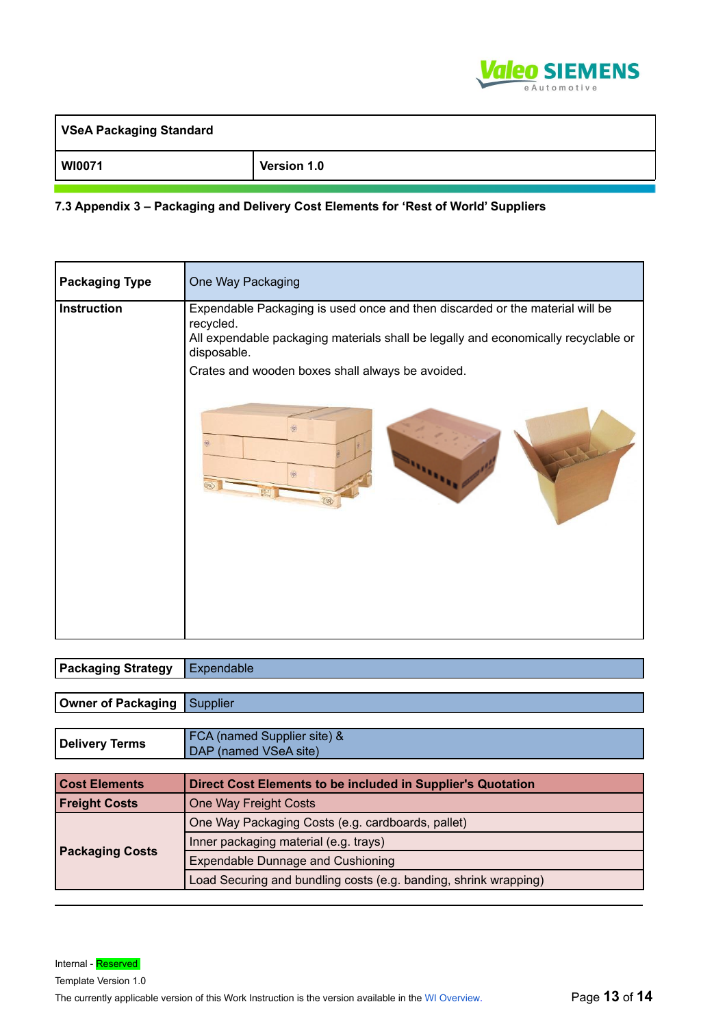| VSeA Packaging Standard | |
|---|---|
| WI0071 | Version 1.0 |

### 7.3 Appendix 3 – Packaging and Delivery Cost Elements for 'Rest of World' Suppliers

| **Packaging Type** | One Way Packaging |
|---|---|
| **Instruction** | Expendable Packaging is used once and then discarded or the material will be recycled.<br>All expendable packaging materials shall be legally and economically recyclable or disposable.<br>Crates and wooden boxes shall always be avoided. |

| **Packaging Strategy** | Expendable |
|---|---|

| **Owner of Packaging** | Supplier |
|---|---|

| **Delivery Terms** | FCA (named Supplier site) &<br>DAP (named VSeA site) |
|---|---|

| **Cost Elements** | **Direct Cost Elements to be included in Supplier's Quotation** |
|---|---|
| **Freight Costs** | One Way Freight Costs |
| **Packaging Costs** | One Way Packaging Costs (e.g. cardboards, pallet) |
| | Inner packaging material (e.g. trays) |
| | Expendable Dunnage and Cushioning |
| | Load Securing and bundling costs (e.g. banding, shrink wrapping) |

Internal - Reserved

Template Version 1.0

The currently applicable version of this Work Instruction is the version available in the WI Overview.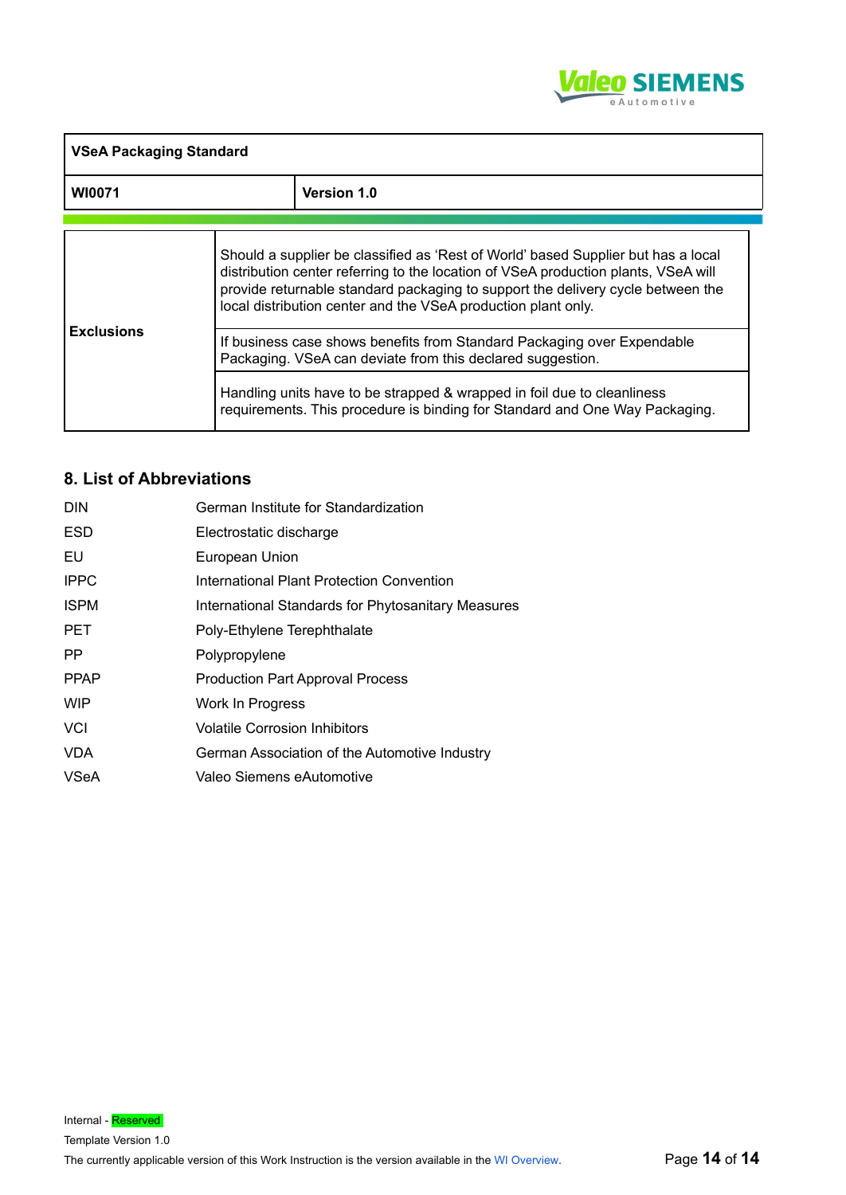| | |
|---|---|
| **Exclusions** | Should a supplier be classified as 'Rest of World' based Supplier but has a local distribution center referring to the location of VSeA production plants, VSeA will provide returnable standard packaging to support the delivery cycle between the local distribution center and the VSeA production plant only. |
| | If business case shows benefits from Standard Packaging over Expendable Packaging. VSeA can deviate from this declared suggestion. |
| | Handling units have to be strapped & wrapped in foil due to cleanliness requirements. This procedure is binding for Standard and One Way Packaging. |

## 8. List of Abbreviations

| | |
|---|---|
| DIN | German Institute for Standardization |
| ESD | Electrostatic discharge |
| EU | European Union |
| IPPC | International Plant Protection Convention |
| ISPM | International Standards for Phytosanitary Measures |
| PET | Poly-Ethylene Terephthalate |
| PP | Polypropylene |
| PPAP | Production Part Approval Process |
| WIP | Work In Progress |
| VCI | Volatile Corrosion Inhibitors |
| VDA | German Association of the Automotive Industry |
| VSeA | Valeo Siemens eAutomotive |